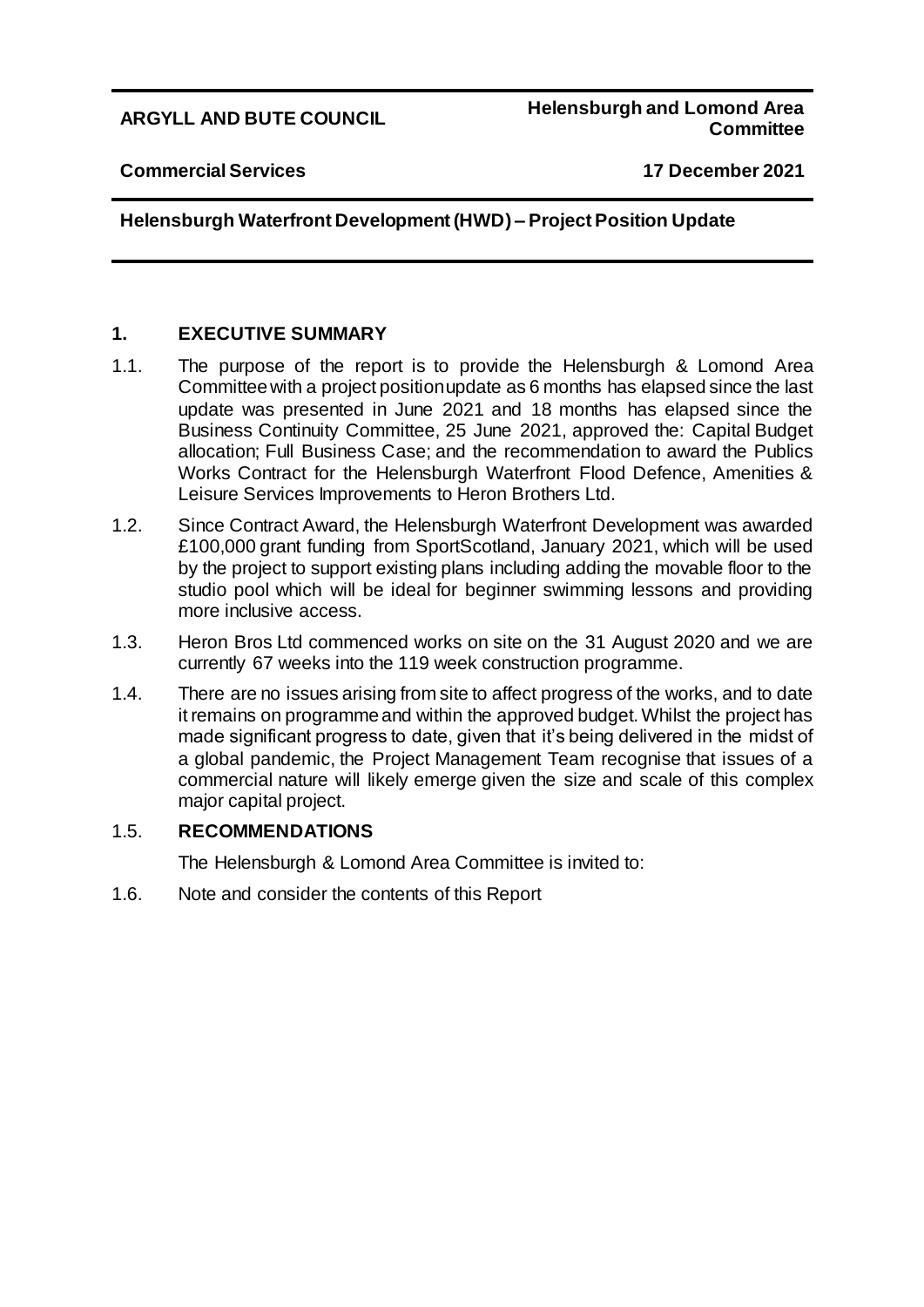**ARGYLL AND BUTE COUNCIL** | **Helensburgh and Lomond Area Committee**

**Commercial Services** | **17 December 2021**

**Helensburgh Waterfront Development (HWD) – Project Position Update**

## 1. EXECUTIVE SUMMARY

1.1. The purpose of the report is to provide the Helensburgh & Lomond Area Committee with a project position update as 6 months has elapsed since the last update was presented in June 2021 and 18 months has elapsed since the Business Continuity Committee, 25 June 2021, approved the: Capital Budget allocation; Full Business Case; and the recommendation to award the Publics Works Contract for the Helensburgh Waterfront Flood Defence, Amenities & Leisure Services Improvements to Heron Brothers Ltd.

1.2. Since Contract Award, the Helensburgh Waterfront Development was awarded £100,000 grant funding from SportScotland, January 2021, which will be used by the project to support existing plans including adding the movable floor to the studio pool which will be ideal for beginner swimming lessons and providing more inclusive access.

1.3. Heron Bros Ltd commenced works on site on the 31 August 2020 and we are currently 67 weeks into the 119 week construction programme.

1.4. There are no issues arising from site to affect progress of the works, and to date it remains on programme and within the approved budget. Whilst the project has made significant progress to date, given that it's being delivered in the midst of a global pandemic, the Project Management Team recognise that issues of a commercial nature will likely emerge given the size and scale of this complex major capital project.

1.5. **RECOMMENDATIONS**

The Helensburgh & Lomond Area Committee is invited to:

1.6. Note and consider the contents of this Report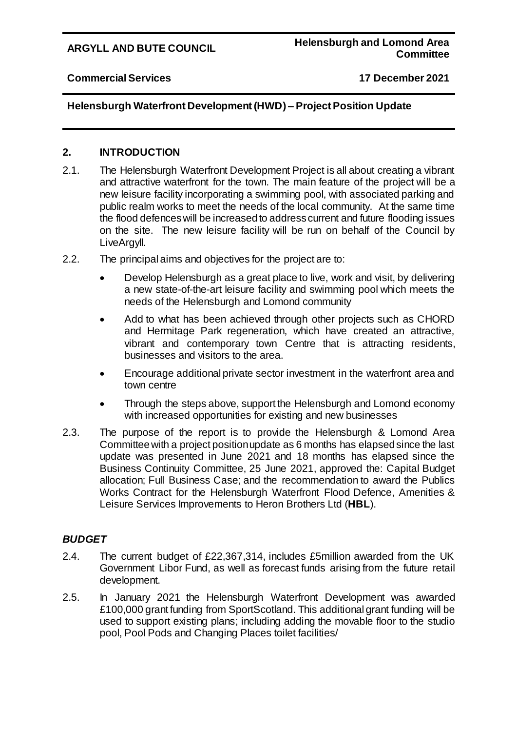**ARGYLL AND BUTE COUNCIL** | **Helensburgh and Lomond Area Committee**

**Commercial Services** | **17 December 2021**

**Helensburgh Waterfront Development (HWD) – Project Position Update**

## 2. INTRODUCTION

2.1. The Helensburgh Waterfront Development Project is all about creating a vibrant and attractive waterfront for the town. The main feature of the project will be a new leisure facility incorporating a swimming pool, with associated parking and public realm works to meet the needs of the local community. At the same time the flood defences will be increased to address current and future flooding issues on the site. The new leisure facility will be run on behalf of the Council by LiveArgyll.

2.2. The principal aims and objectives for the project are to:

- Develop Helensburgh as a great place to live, work and visit, by delivering a new state-of-the-art leisure facility and swimming pool which meets the needs of the Helensburgh and Lomond community
- Add to what has been achieved through other projects such as CHORD and Hermitage Park regeneration, which have created an attractive, vibrant and contemporary town Centre that is attracting residents, businesses and visitors to the area.
- Encourage additional private sector investment in the waterfront area and town centre
- Through the steps above, support the Helensburgh and Lomond economy with increased opportunities for existing and new businesses

2.3. The purpose of the report is to provide the Helensburgh & Lomond Area Committee with a project position update as 6 months has elapsed since the last update was presented in June 2021 and 18 months has elapsed since the Business Continuity Committee, 25 June 2021, approved the: Capital Budget allocation; Full Business Case; and the recommendation to award the Publics Works Contract for the Helensburgh Waterfront Flood Defence, Amenities & Leisure Services Improvements to Heron Brothers Ltd (**HBL**).

### *BUDGET*

2.4. The current budget of £22,367,314, includes £5million awarded from the UK Government Libor Fund, as well as forecast funds arising from the future retail development.

2.5. In January 2021 the Helensburgh Waterfront Development was awarded £100,000 grant funding from SportScotland. This additional grant funding will be used to support existing plans; including adding the movable floor to the studio pool, Pool Pods and Changing Places toilet facilities/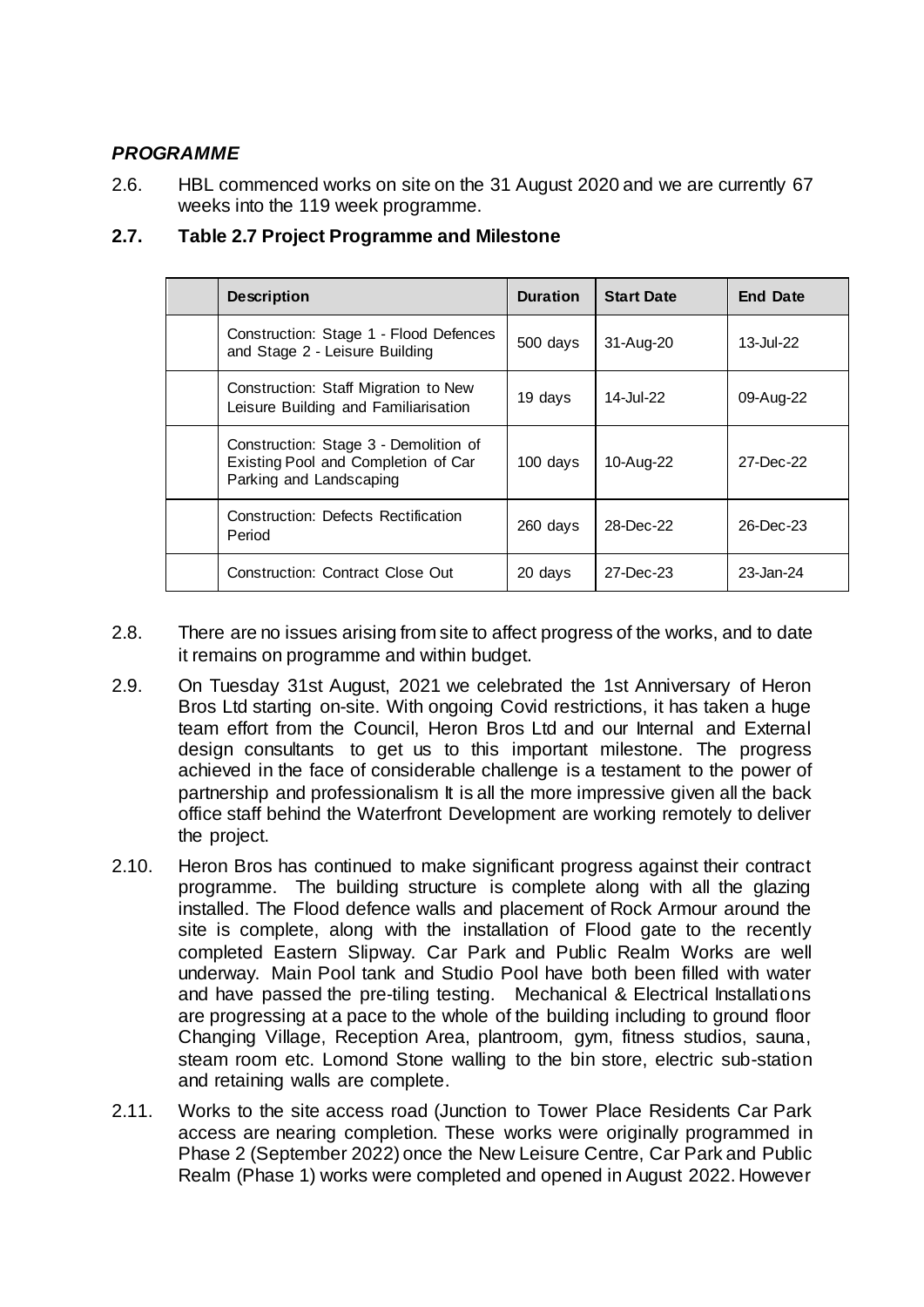### *PROGRAMME*

2.6. HBL commenced works on site on the 31 August 2020 and we are currently 67 weeks into the 119 week programme.

### 2.7. Table 2.7 Project Programme and Milestone

| | Description | Duration | Start Date | End Date |
|---|---|---|---|---|
| | Construction: Stage 1 - Flood Defences and Stage 2 - Leisure Building | 500 days | 31-Aug-20 | 13-Jul-22 |
| | Construction: Staff Migration to New Leisure Building and Familiarisation | 19 days | 14-Jul-22 | 09-Aug-22 |
| | Construction: Stage 3 - Demolition of Existing Pool and Completion of Car Parking and Landscaping | 100 days | 10-Aug-22 | 27-Dec-22 |
| | Construction: Defects Rectification Period | 260 days | 28-Dec-22 | 26-Dec-23 |
| | Construction: Contract Close Out | 20 days | 27-Dec-23 | 23-Jan-24 |

2.8. There are no issues arising from site to affect progress of the works, and to date it remains on programme and within budget.

2.9. On Tuesday 31st August, 2021 we celebrated the 1st Anniversary of Heron Bros Ltd starting on-site. With ongoing Covid restrictions, it has taken a huge team effort from the Council, Heron Bros Ltd and our Internal and External design consultants to get us to this important milestone. The progress achieved in the face of considerable challenge is a testament to the power of partnership and professionalism It is all the more impressive given all the back office staff behind the Waterfront Development are working remotely to deliver the project.

2.10. Heron Bros has continued to make significant progress against their contract programme. The building structure is complete along with all the glazing installed. The Flood defence walls and placement of Rock Armour around the site is complete, along with the installation of Flood gate to the recently completed Eastern Slipway. Car Park and Public Realm Works are well underway. Main Pool tank and Studio Pool have both been filled with water and have passed the pre-tiling testing. Mechanical & Electrical Installations are progressing at a pace to the whole of the building including to ground floor Changing Village, Reception Area, plantroom, gym, fitness studios, sauna, steam room etc. Lomond Stone walling to the bin store, electric sub-station and retaining walls are complete.

2.11. Works to the site access road (Junction to Tower Place Residents Car Park access are nearing completion. These works were originally programmed in Phase 2 (September 2022) once the New Leisure Centre, Car Park and Public Realm (Phase 1) works were completed and opened in August 2022. However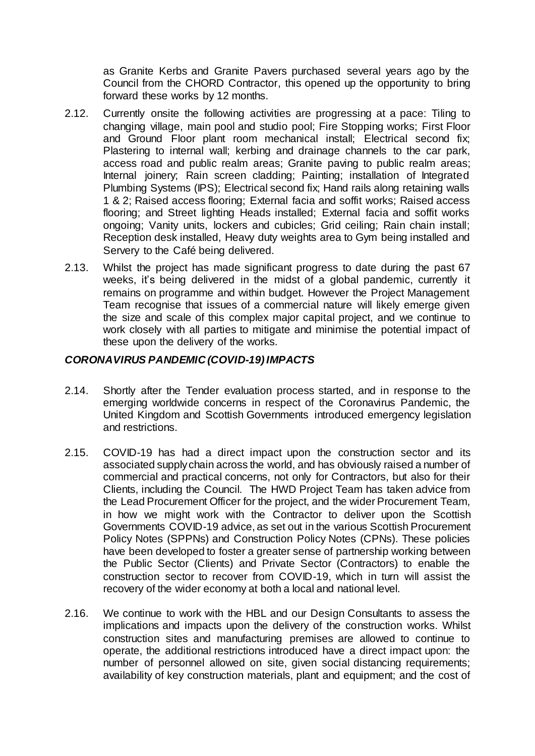as Granite Kerbs and Granite Pavers purchased several years ago by the Council from the CHORD Contractor, this opened up the opportunity to bring forward these works by 12 months.

2.12. Currently onsite the following activities are progressing at a pace: Tiling to changing village, main pool and studio pool; Fire Stopping works; First Floor and Ground Floor plant room mechanical install; Electrical second fix; Plastering to internal wall; kerbing and drainage channels to the car park, access road and public realm areas; Granite paving to public realm areas; Internal joinery; Rain screen cladding; Painting; installation of Integrated Plumbing Systems (IPS); Electrical second fix; Hand rails along retaining walls 1 & 2; Raised access flooring; External facia and soffit works; Raised access flooring; and Street lighting Heads installed; External facia and soffit works ongoing; Vanity units, lockers and cubicles; Grid ceiling; Rain chain install; Reception desk installed, Heavy duty weights area to Gym being installed and Servery to the Café being delivered.

2.13. Whilst the project has made significant progress to date during the past 67 weeks, it's being delivered in the midst of a global pandemic, currently it remains on programme and within budget. However the Project Management Team recognise that issues of a commercial nature will likely emerge given the size and scale of this complex major capital project, and we continue to work closely with all parties to mitigate and minimise the potential impact of these upon the delivery of the works.

***CORONAVIRUS PANDEMIC (COVID-19) IMPACTS***

2.14. Shortly after the Tender evaluation process started, and in response to the emerging worldwide concerns in respect of the Coronavirus Pandemic, the United Kingdom and Scottish Governments introduced emergency legislation and restrictions.

2.15. COVID-19 has had a direct impact upon the construction sector and its associated supply chain across the world, and has obviously raised a number of commercial and practical concerns, not only for Contractors, but also for their Clients, including the Council. The HWD Project Team has taken advice from the Lead Procurement Officer for the project, and the wider Procurement Team, in how we might work with the Contractor to deliver upon the Scottish Governments COVID-19 advice, as set out in the various Scottish Procurement Policy Notes (SPPNs) and Construction Policy Notes (CPNs). These policies have been developed to foster a greater sense of partnership working between the Public Sector (Clients) and Private Sector (Contractors) to enable the construction sector to recover from COVID-19, which in turn will assist the recovery of the wider economy at both a local and national level.

2.16. We continue to work with the HBL and our Design Consultants to assess the implications and impacts upon the delivery of the construction works. Whilst construction sites and manufacturing premises are allowed to continue to operate, the additional restrictions introduced have a direct impact upon: the number of personnel allowed on site, given social distancing requirements; availability of key construction materials, plant and equipment; and the cost of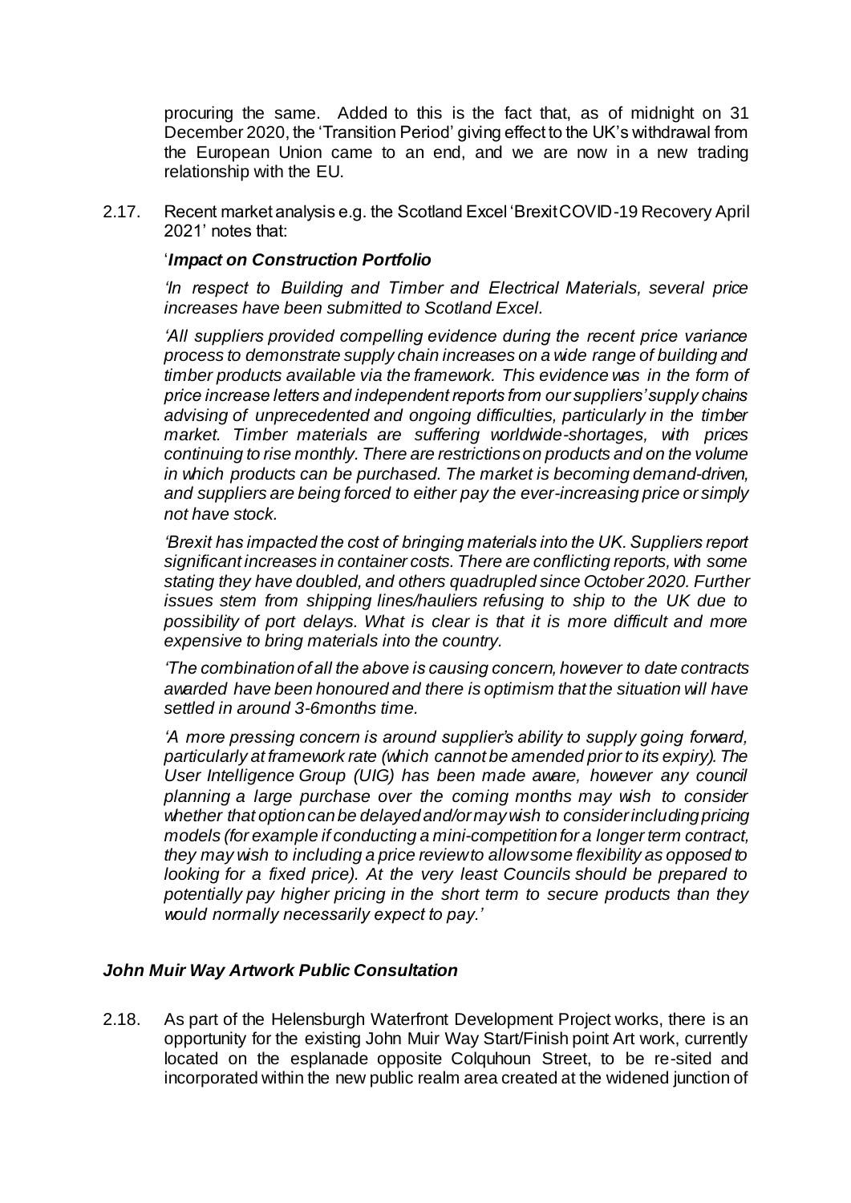procuring the same. Added to this is the fact that, as of midnight on 31 December 2020, the 'Transition Period' giving effect to the UK's withdrawal from the European Union came to an end, and we are now in a new trading relationship with the EU.

2.17. Recent market analysis e.g. the Scotland Excel 'Brexit COVID-19 Recovery April 2021' notes that:

'***Impact on Construction Portfolio***

*'In respect to Building and Timber and Electrical Materials, several price increases have been submitted to Scotland Excel.*

*'All suppliers provided compelling evidence during the recent price variance process to demonstrate supply chain increases on a wide range of building and timber products available via the framework. This evidence was in the form of price increase letters and independent reports from our suppliers' supply chains advising of unprecedented and ongoing difficulties, particularly in the timber market. Timber materials are suffering worldwide-shortages, with prices continuing to rise monthly. There are restrictions on products and on the volume in which products can be purchased. The market is becoming demand-driven, and suppliers are being forced to either pay the ever-increasing price or simply not have stock.*

*'Brexit has impacted the cost of bringing materials into the UK. Suppliers report significant increases in container costs. There are conflicting reports, with some stating they have doubled, and others quadrupled since October 2020. Further issues stem from shipping lines/hauliers refusing to ship to the UK due to possibility of port delays. What is clear is that it is more difficult and more expensive to bring materials into the country.*

*'The combination of all the above is causing concern, however to date contracts awarded have been honoured and there is optimism that the situation will have settled in around 3-6months time.*

*'A more pressing concern is around supplier's ability to supply going forward, particularly at framework rate (which cannot be amended prior to its expiry). The User Intelligence Group (UIG) has been made aware, however any council planning a large purchase over the coming months may wish to consider whether that option can be delayed and/or may wish to consider including pricing models (for example if conducting a mini-competition for a longer term contract, they may wish to including a price review to allow some flexibility as opposed to looking for a fixed price). At the very least Councils should be prepared to potentially pay higher pricing in the short term to secure products than they would normally necessarily expect to pay.'*

### *John Muir Way Artwork Public Consultation*

2.18. As part of the Helensburgh Waterfront Development Project works, there is an opportunity for the existing John Muir Way Start/Finish point Art work, currently located on the esplanade opposite Colquhoun Street, to be re-sited and incorporated within the new public realm area created at the widened junction of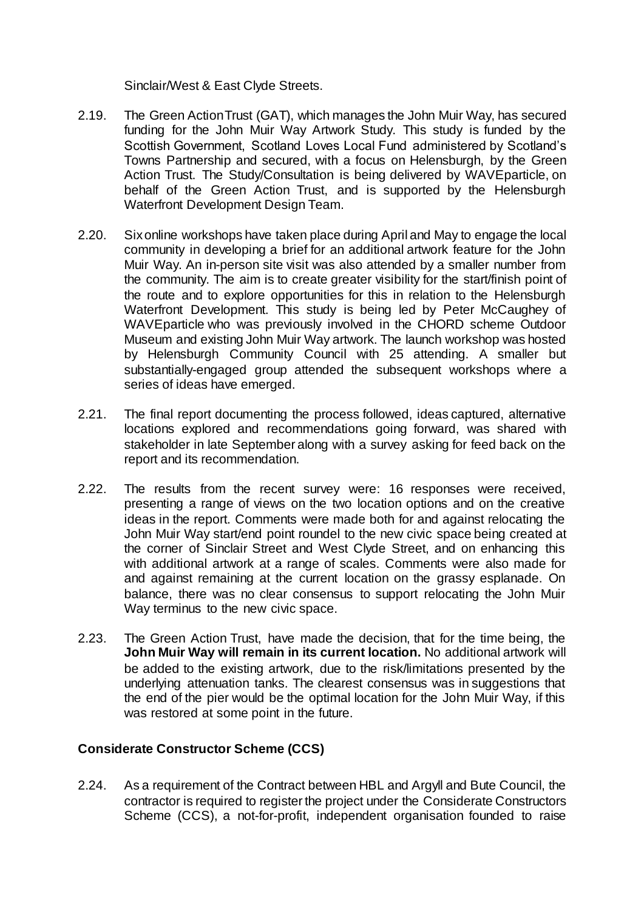Sinclair/West & East Clyde Streets.

2.19. The Green Action Trust (GAT), which manages the John Muir Way, has secured funding for the John Muir Way Artwork Study. This study is funded by the Scottish Government, Scotland Loves Local Fund administered by Scotland's Towns Partnership and secured, with a focus on Helensburgh, by the Green Action Trust. The Study/Consultation is being delivered by WAVEparticle, on behalf of the Green Action Trust, and is supported by the Helensburgh Waterfront Development Design Team.

2.20. Six online workshops have taken place during April and May to engage the local community in developing a brief for an additional artwork feature for the John Muir Way. An in-person site visit was also attended by a smaller number from the community. The aim is to create greater visibility for the start/finish point of the route and to explore opportunities for this in relation to the Helensburgh Waterfront Development. This study is being led by Peter McCaughey of WAVEparticle who was previously involved in the CHORD scheme Outdoor Museum and existing John Muir Way artwork. The launch workshop was hosted by Helensburgh Community Council with 25 attending. A smaller but substantially-engaged group attended the subsequent workshops where a series of ideas have emerged.

2.21. The final report documenting the process followed, ideas captured, alternative locations explored and recommendations going forward, was shared with stakeholder in late September along with a survey asking for feed back on the report and its recommendation.

2.22. The results from the recent survey were: 16 responses were received, presenting a range of views on the two location options and on the creative ideas in the report. Comments were made both for and against relocating the John Muir Way start/end point roundel to the new civic space being created at the corner of Sinclair Street and West Clyde Street, and on enhancing this with additional artwork at a range of scales. Comments were also made for and against remaining at the current location on the grassy esplanade. On balance, there was no clear consensus to support relocating the John Muir Way terminus to the new civic space.

2.23. The Green Action Trust, have made the decision, that for the time being, the **John Muir Way will remain in its current location.** No additional artwork will be added to the existing artwork, due to the risk/limitations presented by the underlying attenuation tanks. The clearest consensus was in suggestions that the end of the pier would be the optimal location for the John Muir Way, if this was restored at some point in the future.

**Considerate Constructor Scheme (CCS)**

2.24. As a requirement of the Contract between HBL and Argyll and Bute Council, the contractor is required to register the project under the Considerate Constructors Scheme (CCS), a not-for-profit, independent organisation founded to raise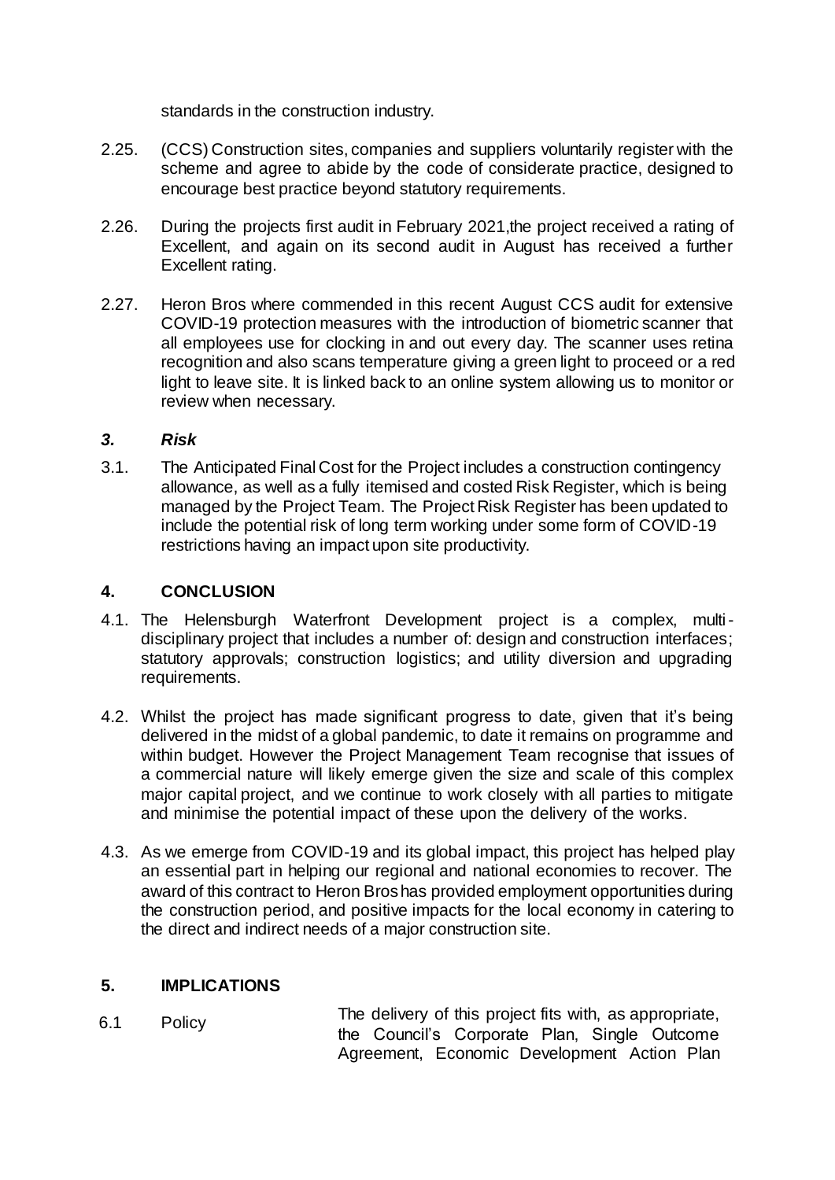standards in the construction industry.

2.25. (CCS) Construction sites, companies and suppliers voluntarily register with the scheme and agree to abide by the code of considerate practice, designed to encourage best practice beyond statutory requirements.

2.26. During the projects first audit in February 2021,the project received a rating of Excellent, and again on its second audit in August has received a further Excellent rating.

2.27. Heron Bros where commended in this recent August CCS audit for extensive COVID-19 protection measures with the introduction of biometric scanner that all employees use for clocking in and out every day. The scanner uses retina recognition and also scans temperature giving a green light to proceed or a red light to leave site. It is linked back to an online system allowing us to monitor or review when necessary.

### *3. Risk*

3.1. The Anticipated Final Cost for the Project includes a construction contingency allowance, as well as a fully itemised and costed Risk Register, which is being managed by the Project Team. The Project Risk Register has been updated to include the potential risk of long term working under some form of COVID-19 restrictions having an impact upon site productivity.

## 4. CONCLUSION

4.1. The Helensburgh Waterfront Development project is a complex, multi-disciplinary project that includes a number of: design and construction interfaces; statutory approvals; construction logistics; and utility diversion and upgrading requirements.

4.2. Whilst the project has made significant progress to date, given that it's being delivered in the midst of a global pandemic, to date it remains on programme and within budget. However the Project Management Team recognise that issues of a commercial nature will likely emerge given the size and scale of this complex major capital project, and we continue to work closely with all parties to mitigate and minimise the potential impact of these upon the delivery of the works.

4.3. As we emerge from COVID-19 and its global impact, this project has helped play an essential part in helping our regional and national economies to recover. The award of this contract to Heron Bros has provided employment opportunities during the construction period, and positive impacts for the local economy in catering to the direct and indirect needs of a major construction site.

## 5. IMPLICATIONS

| | | |
|---|---|---|
| 6.1 | Policy | The delivery of this project fits with, as appropriate, the Council's Corporate Plan, Single Outcome Agreement, Economic Development Action Plan |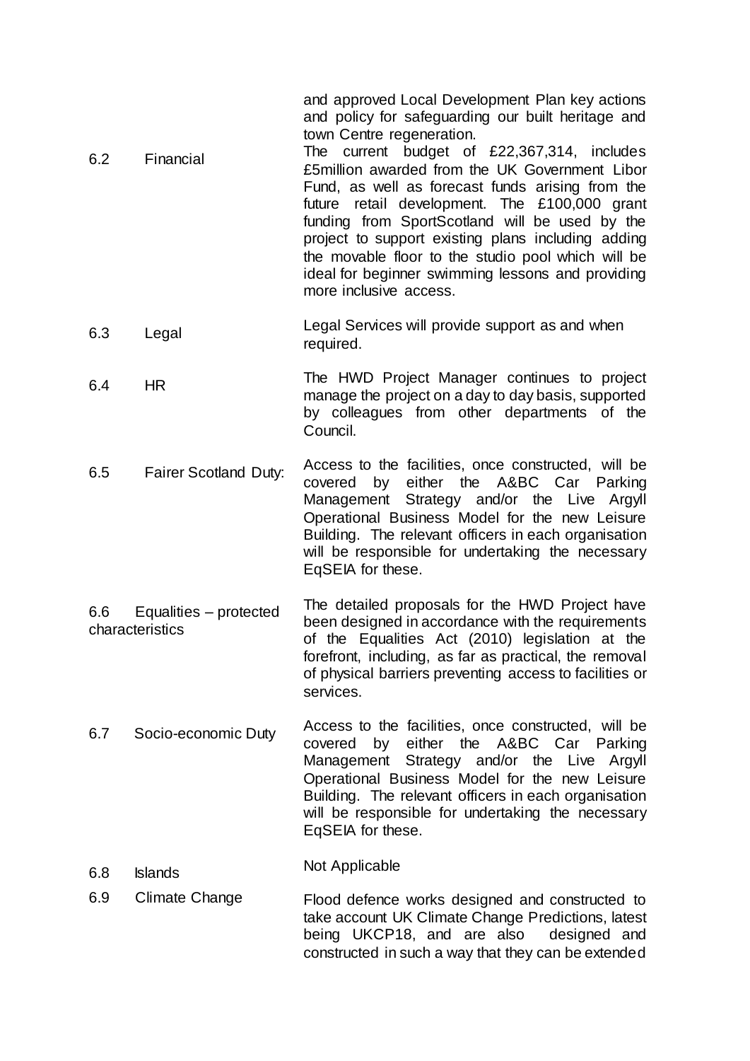and approved Local Development Plan key actions and policy for safeguarding our built heritage and town Centre regeneration.

| | | |
|---|---|---|
| 6.2 | Financial | The current budget of £22,367,314, includes £5million awarded from the UK Government Libor Fund, as well as forecast funds arising from the future retail development. The £100,000 grant funding from SportScotland will be used by the project to support existing plans including adding the movable floor to the studio pool which will be ideal for beginner swimming lessons and providing more inclusive access. |
| 6.3 | Legal | Legal Services will provide support as and when required. |
| 6.4 | HR | The HWD Project Manager continues to project manage the project on a day to day basis, supported by colleagues from other departments of the Council. |
| 6.5 | Fairer Scotland Duty: | Access to the facilities, once constructed, will be covered by either the A&BC Car Parking Management Strategy and/or the Live Argyll Operational Business Model for the new Leisure Building. The relevant officers in each organisation will be responsible for undertaking the necessary EqSEIA for these. |
| 6.6 | Equalities – protected characteristics | The detailed proposals for the HWD Project have been designed in accordance with the requirements of the Equalities Act (2010) legislation at the forefront, including, as far as practical, the removal of physical barriers preventing access to facilities or services. |
| 6.7 | Socio-economic Duty | Access to the facilities, once constructed, will be covered by either the A&BC Car Parking Management Strategy and/or the Live Argyll Operational Business Model for the new Leisure Building. The relevant officers in each organisation will be responsible for undertaking the necessary EqSEIA for these. |
| 6.8 | Islands | Not Applicable |
| 6.9 | Climate Change | Flood defence works designed and constructed to take account UK Climate Change Predictions, latest being UKCP18, and are also designed and constructed in such a way that they can be extended |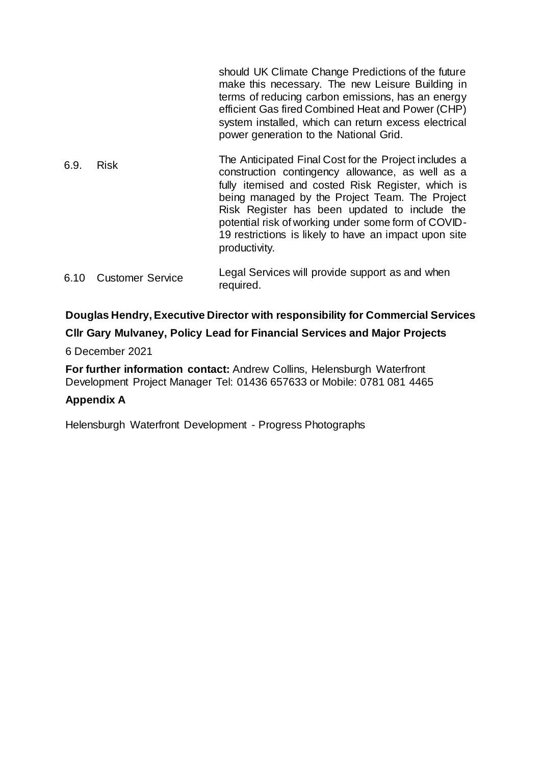should UK Climate Change Predictions of the future make this necessary. The new Leisure Building in terms of reducing carbon emissions, has an energy efficient Gas fired Combined Heat and Power (CHP) system installed, which can return excess electrical power generation to the National Grid.

6.9. Risk

The Anticipated Final Cost for the Project includes a construction contingency allowance, as well as a fully itemised and costed Risk Register, which is being managed by the Project Team. The Project Risk Register has been updated to include the potential risk of working under some form of COVID-19 restrictions is likely to have an impact upon site productivity.

6.10 Customer Service

Legal Services will provide support as and when required.

**Douglas Hendry, Executive Director with responsibility for Commercial Services**

**Cllr Gary Mulvaney, Policy Lead for Financial Services and Major Projects**

6 December 2021

**For further information contact:** Andrew Collins, Helensburgh Waterfront Development Project Manager Tel: 01436 657633 or Mobile: 0781 081 4465

**Appendix A**

Helensburgh Waterfront Development - Progress Photographs